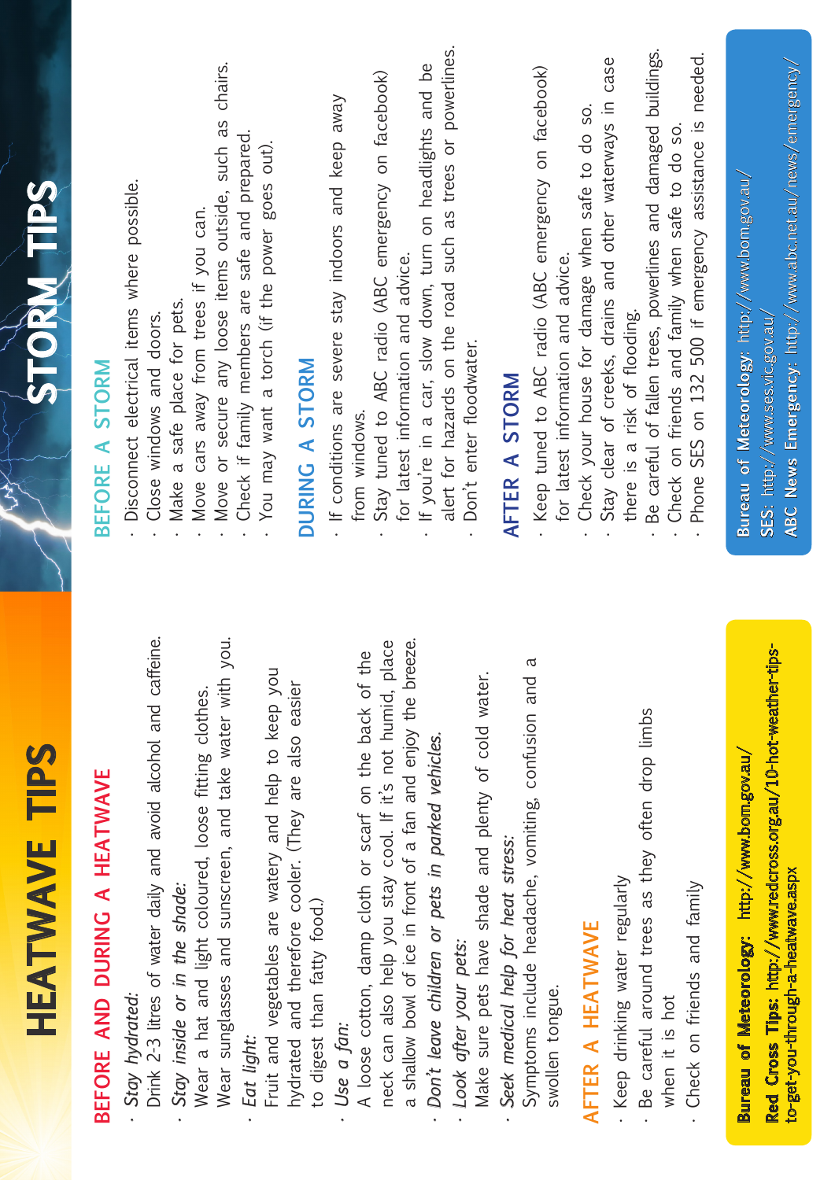# HEATWAVE TIPS

## BEFORE AND DURING A HEATWAVE

- *Stay hydrated:*
  Drink 2-3 litres of water daily and avoid alcohol and caffeine.
- *Stay inside or in the shade:*
  Wear a hat and light coloured, loose fitting clothes.
  Wear sunglasses and sunscreen, and take water with you.
- *Eat light:*
  Fruit and vegetables are watery and help to keep you hydrated and therefore cooler. (They are also easier to digest than fatty food.)
- *Use a fan:*
  A loose cotton, damp cloth or scarf on the back of the neck can also help you stay cool. If it's not humid, place a shallow bowl of ice in front of a fan and enjoy the breeze.
- *Don't leave children or pets in parked vehicles.*
- *Look after your pets:*
  Make sure pets have shade and plenty of cold water.
- *Seek medical help for heat stress:*
  Symptoms include headache, vomiting, confusion and a swollen tongue.

## AFTER A HEATWAVE

- Keep drinking water regularly
- Be careful around trees as they often drop limbs when it is hot
- Check on friends and family

**Bureau of Meteorology:** http://www.bom.gov.au/
**Red Cross Tips:** http://www.redcross.org.au/10-hot-weather-tips-to-get-you-through-a-heatwave.aspx

# STORM TIPS

## BEFORE A STORM

- Disconnect electrical items where possible.
- Close windows and doors.
- Make a safe place for pets.
- Move cars away from trees if you can.
- Move or secure any loose items outside, such as chairs.
- Check if family members are safe and prepared.
- You may want a torch (if the power goes out).

## DURING A STORM

- If conditions are severe stay indoors and keep away from windows.
- Stay tuned to ABC radio (ABC emergency on facebook) for latest information and advice.
- If you're in a car, slow down, turn on headlights and be alert for hazards on the road such as trees or powerlines.
- Don't enter floodwater.

## AFTER A STORM

- Keep tuned to ABC radio (ABC emergency on facebook) for latest information and advice.
- Check your house for damage when safe to do so.
- Stay clear of creeks, drains and other waterways in case there is a risk of flooding.
- Be careful of fallen trees, powerlines and damaged buildings.
- Check on friends and family when safe to do so.
- Phone SES on 132 500 if emergency assistance is needed.

**Bureau of Meteorology:** http://www.bom.gov.au/
**SES:** http://www.ses.vic.gov.au/
**ABC News Emergency:** http://www.abc.net.au/news/emergency/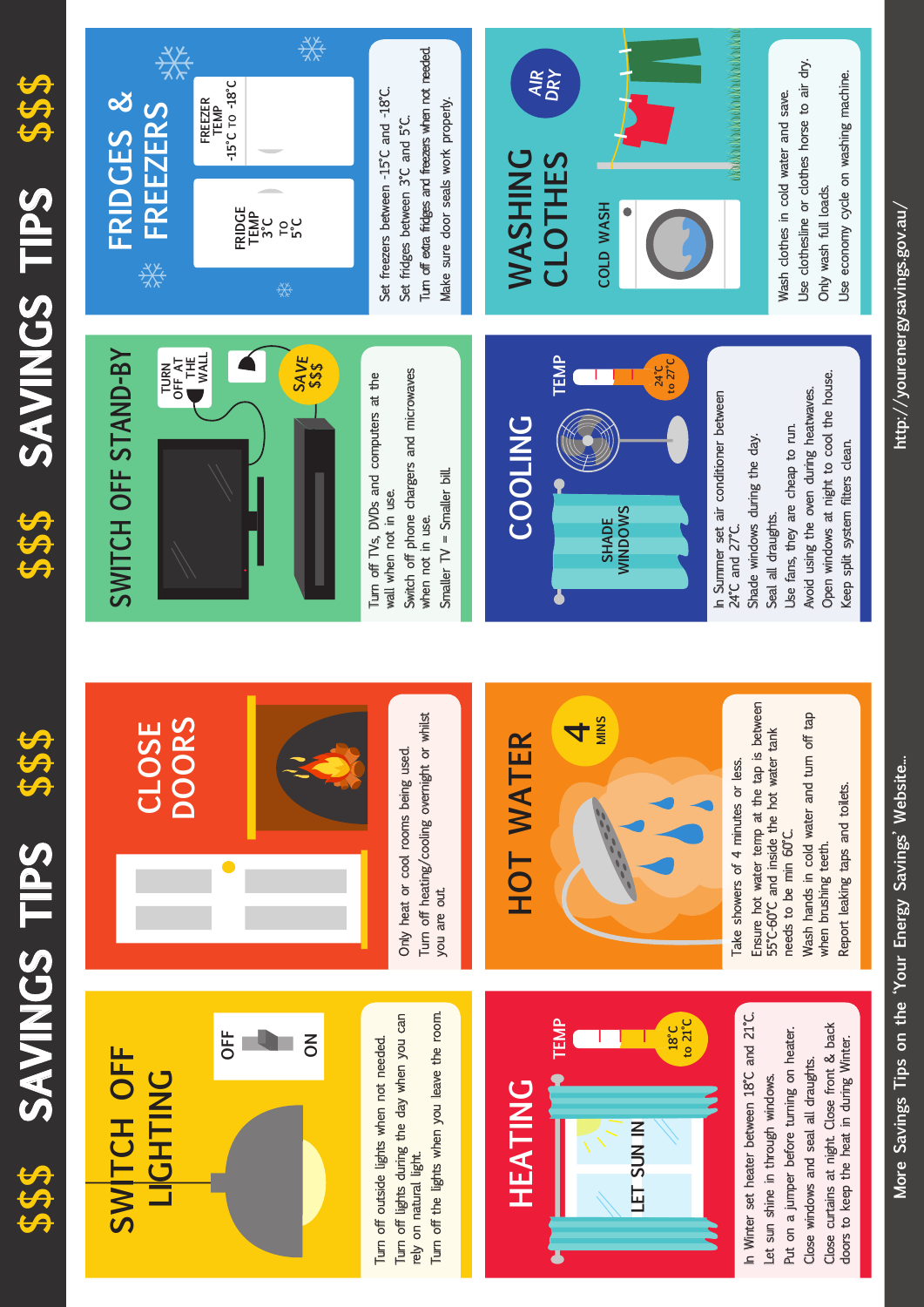# $$$ SAVINGS TIPS $$$ SAVINGS TIPS $$$

## SWITCH OFF LIGHTING

OFF
ON

Turn off outside lights when not needed.
Turn off lights during the day when you can rely on natural light.
Turn off the lights when you leave the room.

## CLOSE DOORS

Only heat or cool rooms being used.
Turn off heating/cooling overnight or whilst you are out.

## SWITCH OFF STAND-BY

TURN OFF AT THE WALL

SAVE $$$

Turn off TVs, DVDs and computers at the wall when not in use.
Switch off phone chargers and microwaves when not in use.
Smaller TV = Smaller bill.

## FRIDGES & FREEZERS

FRIDGE TEMP 3°C TO 5°C

FREEZER TEMP -15°C TO -18°C

Set freezers between -15°C and -18°C.
Set fridges between 3°C and 5°C.
Turn off extra fridges and freezers when not needed.
Make sure door seals work properly.

## HEATING

LET SUN IN

TEMP 18°C to 21°C

In Winter set heater between 18°C and 21°C.
Let sun shine in through windows.
Put on a jumper before turning on heater.
Close windows and seal all draughts.
Close curtains at night. Close front & back doors to keep the heat in during Winter.

## HOT WATER

4 MINS

Take showers of 4 minutes or less.
Ensure hot water temp at the tap is between 55°C-60°C and inside the hot water tank needs to be min 60°C.
Wash hands in cold water and turn off tap when brushing teeth.
Report leaking taps and toilets.

## COOLING

SHADE WINDOWS

TEMP 24°C to 27°C

In Summer set air conditioner between 24°C and 27°C.
Shade windows during the day.
Seal all draughts.
Use fans, they are cheap to run.
Avoid using the oven during heatwaves.
Open windows at night to cool the house.
Keep split system filters clean.

## WASHING CLOTHES

COLD WASH

AIR DRY

Wash clothes in cold water and save.
Use clothesline or clothes horse to air dry.
Only wash full loads.
Use economy cycle on washing machine.

More Savings Tips on the 'Your Energy Savings' Website... http://yourenergysavings.gov.au/